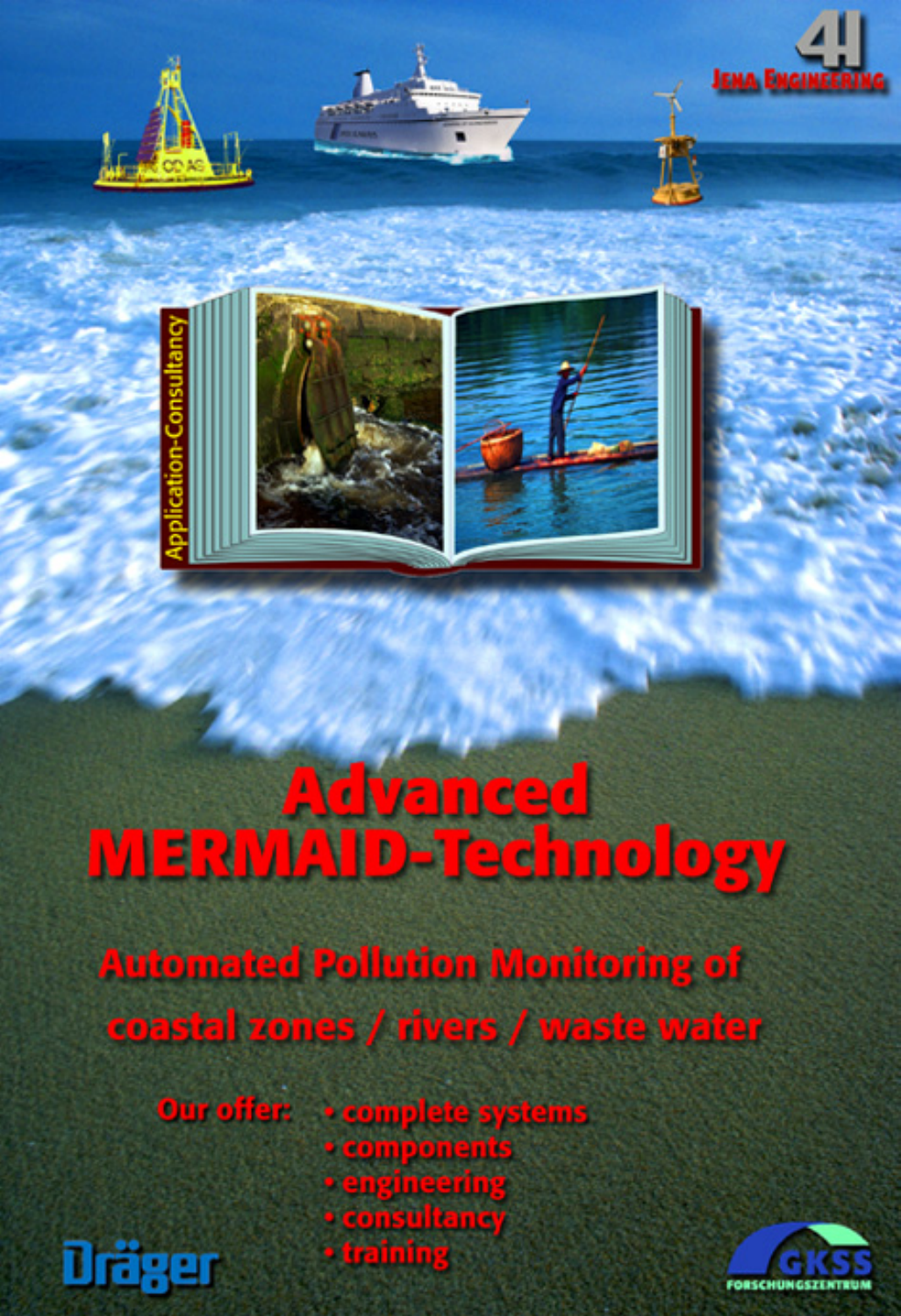4H

JENA ENGINEERING

Application-Consultancy

# Advanced MERMAID-Technology

## Automated Pollution Monitoring of coastal zones / rivers / waste water

Our offer:

- complete systems
- components
- engineering
- consultancy
- training

Dräger

GKSS FORSCHUNGSZENTRUM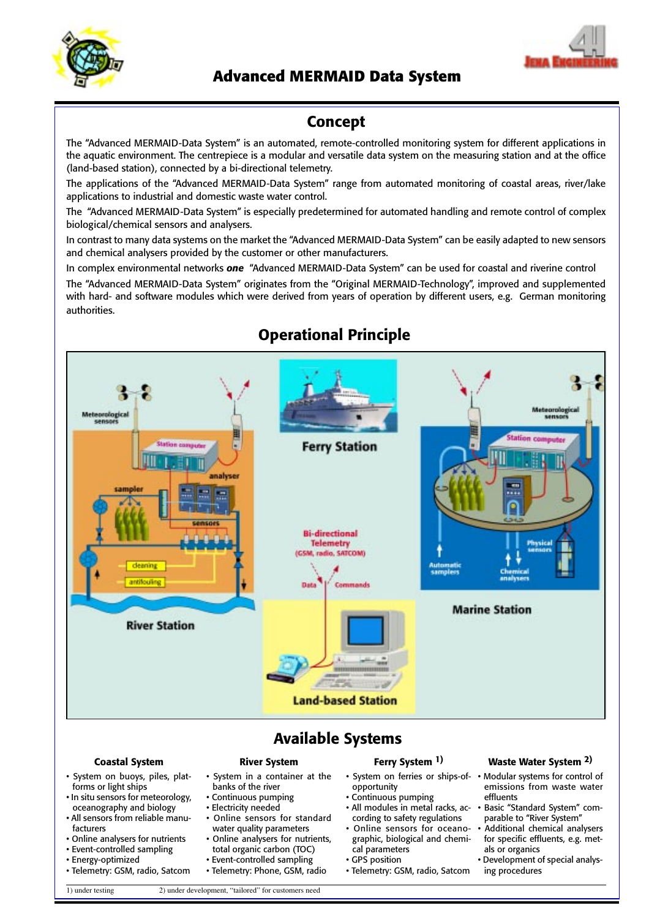# Advanced MERMAID Data System

## Concept

The "Advanced MERMAID-Data System" is an automated, remote-controlled monitoring system for different applications in the aquatic environment. The centrepiece is a modular and versatile data system on the measuring station and at the office (land-based station), connected by a bi-directional telemetry.

The applications of the "Advanced MERMAID-Data System" range from automated monitoring of coastal areas, river/lake applications to industrial and domestic waste water control.

The "Advanced MERMAID-Data System" is especially predetermined for automated handling and remote control of complex biological/chemical sensors and analysers.

In contrast to many data systems on the market the "Advanced MERMAID-Data System" can be easily adapted to new sensors and chemical analysers provided by the customer or other manufacturers.

In complex environmental networks ***one*** "Advanced MERMAID-Data System" can be used for coastal and riverine control

The "Advanced MERMAID-Data System" originates from the "Original MERMAID-Technology", improved and supplemented with hard- and software modules which were derived from years of operation by different users, e.g. German monitoring authorities.

## Operational Principle

Meteorological sensors · Station computer · analyser · sampler · sensors · cleaning · antifouling · River Station

Ferry Station

Bi-directional Telemetry (GSM, radio, SATCOM) · Data · Commands

Land-based Station

Meteorological sensors · Station computer · Automatic samplers · Chemical analysers · Physical sensors · Marine Station

## Available Systems

### Coastal System

- System on buoys, piles, platforms or light ships
- In situ sensors for meteorology, oceanography and biology
- All sensors from reliable manufacturers
- Online analysers for nutrients
- Event-controlled sampling
- Energy-optimized
- Telemetry: GSM, radio, Satcom

### River System

- System in a container at the banks of the river
- Continuous pumping
- Electricity needed
- Online sensors for standard water quality parameters
- Online analysers for nutrients, total organic carbon (TOC)
- Event-controlled sampling
- Telemetry: Phone, GSM, radio

### Ferry System [1)]

- System on ferries or ships-of-opportunity
- Continuous pumping
- All modules in metal racks, according to safety regulations
- Online sensors for oceanographic, biological and chemical parameters
- GPS position
- Telemetry: GSM, radio, Satcom

### Waste Water System [2)]

- Modular systems for control of emissions from waste water effluents
- Basic "Standard System" comparable to "River System"
- Additional chemical analysers for specific effluents, e.g. metals or organics
- Development of special analysing procedures

1) under testing 2) under development, "tailored" for customers need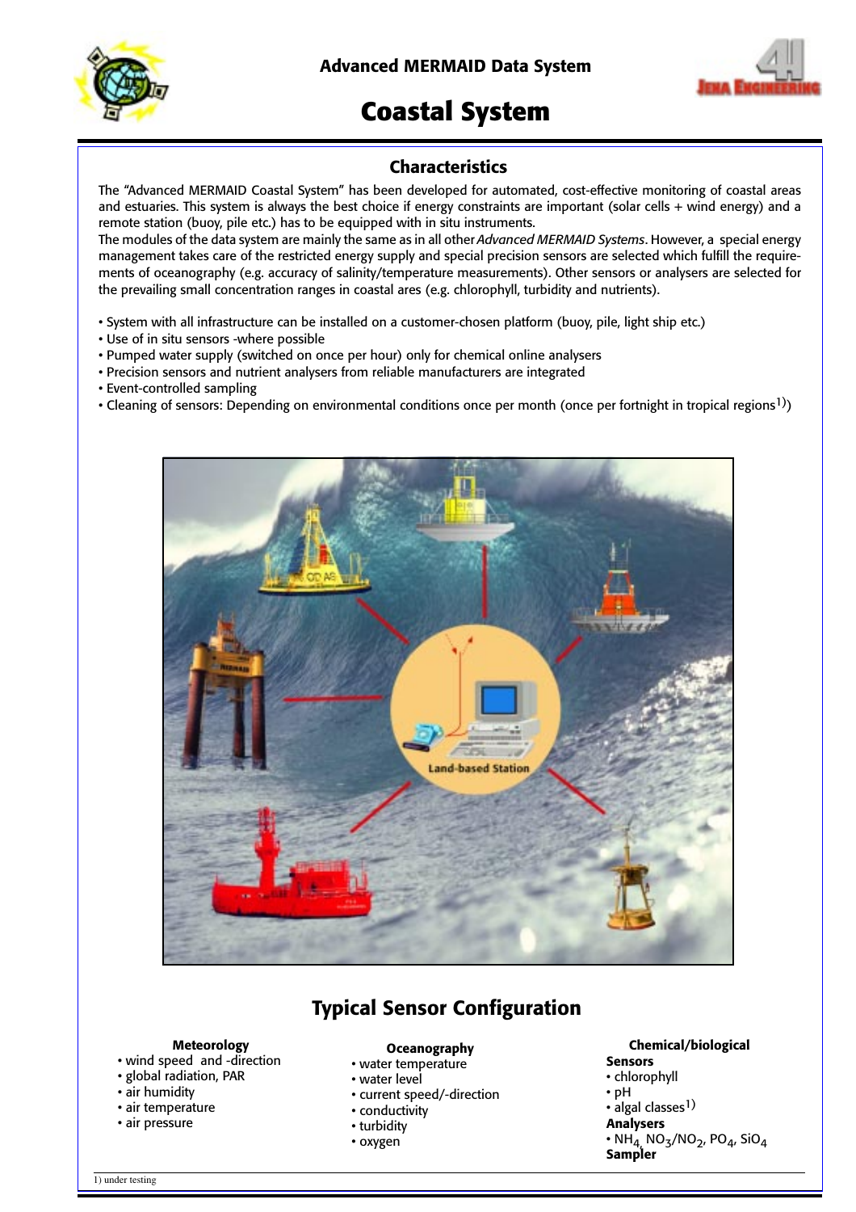# Advanced MERMAID Data System

# Coastal System

## Characteristics

The "Advanced MERMAID Coastal System" has been developed for automated, cost-effective monitoring of coastal areas and estuaries. This system is always the best choice if energy constraints are important (solar cells + wind energy) and a remote station (buoy, pile etc.) has to be equipped with in situ instruments.

The modules of the data system are mainly the same as in all other *Advanced MERMAID Systems*. However, a special energy management takes care of the restricted energy supply and special precision sensors are selected which fulfill the requirements of oceanography (e.g. accuracy of salinity/temperature measurements). Other sensors or analysers are selected for the prevailing small concentration ranges in coastal ares (e.g. chlorophyll, turbidity and nutrients).

- System with all infrastructure can be installed on a customer-chosen platform (buoy, pile, light ship etc.)
- Use of in situ sensors -where possible
- Pumped water supply (switched on once per hour) only for chemical online analysers
- Precision sensors and nutrient analysers from reliable manufacturers are integrated
- Event-controlled sampling
- Cleaning of sensors: Depending on environmental conditions once per month (once per fortnight in tropical regions[1])

Land-based Station

## Typical Sensor Configuration

**Meteorology**
- wind speed and -direction
- global radiation, PAR
- air humidity
- air temperature
- air pressure

**Oceanography**
- water temperature
- water level
- current speed/-direction
- conductivity
- turbidity
- oxygen

**Chemical/biological**

**Sensors**
- chlorophyll
- pH
- algal classes[1]

**Analysers**
- $NH_4$, $NO_3/NO_2$, $PO_4$, $SiO_4$

**Sampler**

1) under testing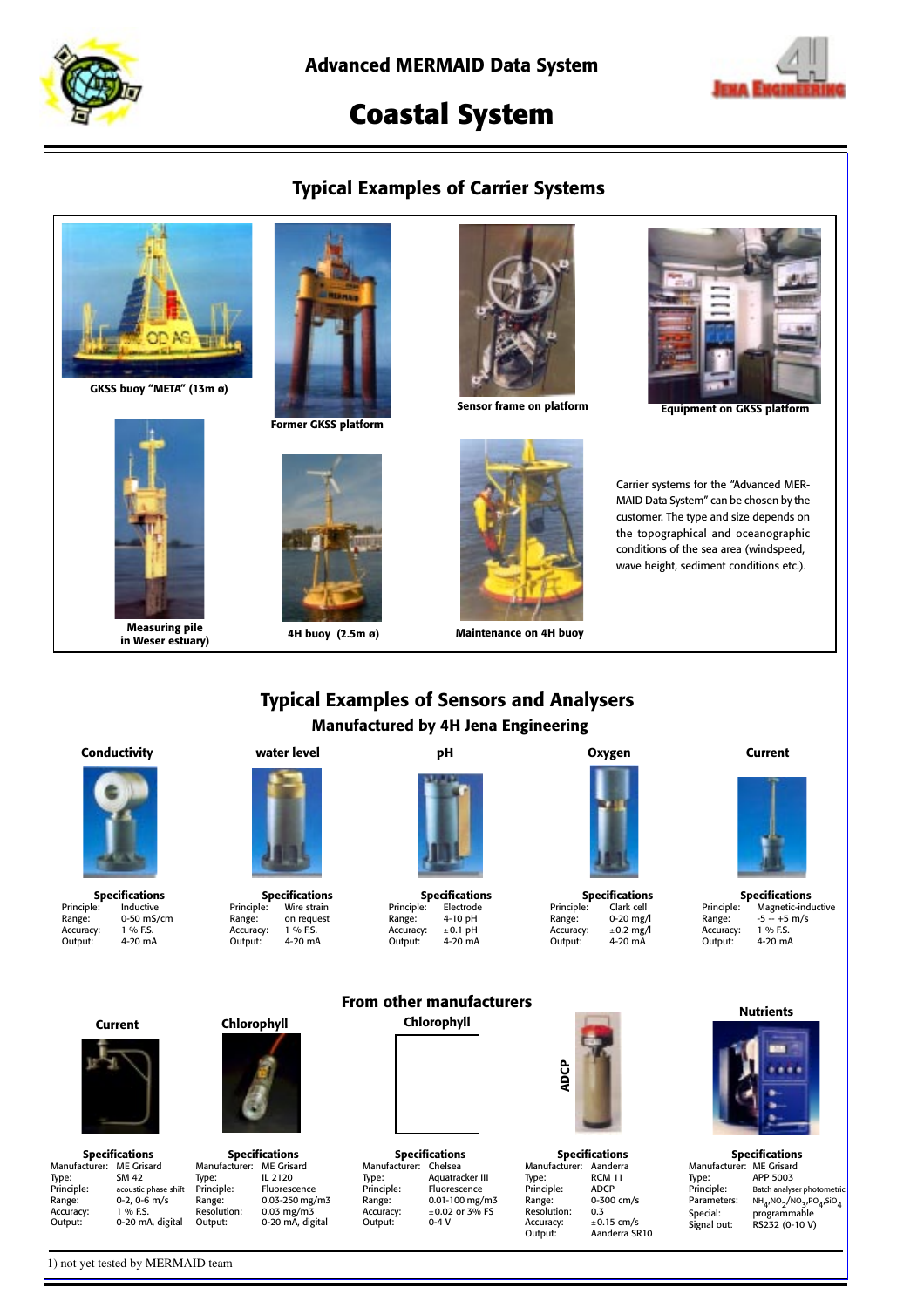Advanced MERMAID Data System

# Coastal System

## Typical Examples of Carrier Systems

GKSS buoy "META" (13m ø)

Former GKSS platform

Sensor frame on platform

Equipment on GKSS platform

Measuring pile in Weser estuary)

4H buoy (2.5m ø)

Maintenance on 4H buoy

Carrier systems for the "Advanced MERMAID Data System" can be chosen by the customer. The type and size depends on the topographical and oceanographic conditions of the sea area (windspeed, wave height, sediment conditions etc.).

## Typical Examples of Sensors and Analysers

### Manufactured by 4H Jena Engineering

**Conductivity**

Specifications

| | |
|---|---|
| Principle: | Inductive |
| Range: | 0-50 mS/cm |
| Accuracy: | 1 % F.S. |
| Output: | 4-20 mA |

**water level**

Specifications

| | |
|---|---|
| Principle: | Wire strain |
| Range: | on request |
| Accuracy: | 1 % F.S. |
| Output: | 4-20 mA |

**pH**

Specifications

| | |
|---|---|
| Principle: | Electrode |
| Range: | 4-10 pH |
| Accuracy: | ±0.1 pH |
| Output: | 4-20 mA |

**Oxygen**

Specifications

| | |
|---|---|
| Principle: | Clark cell |
| Range: | 0-20 mg/l |
| Accuracy: | ±0.2 mg/l |
| Output: | 4-20 mA |

**Current**

Specifications

| | |
|---|---|
| Principle: | Magnetic-inductive |
| Range: | -5 -- +5 m/s |
| Accuracy: | 1 % F.S. |
| Output: | 4-20 mA |

### From other manufacturers

**Current**

Specifications

| | |
|---|---|
| Manufacturer: | ME Grisard |
| Type: | SM 42 |
| Principle: | acoustic phase shift |
| Range: | 0-2, 0-6 m/s |
| Accuracy: | 1 % F.S. |
| Output: | 0-20 mA, digital |

**Chlorophyll**

Specifications

| | |
|---|---|
| Manufacturer: | ME Grisard |
| Type: | IL 2120 |
| Principle: | Fluorescence |
| Range: | 0.03-250 mg/m3 |
| Resolution: | 0.03 mg/m3 |
| Output: | 0-20 mA, digital |

**Chlorophyll**

Specifications

| | |
|---|---|
| Manufacturer: | Chelsea |
| Type: | Aquatracker III |
| Principle: | Fluorescence |
| Range: | 0.01-100 mg/m3 |
| Accuracy: | ±0.02 or 3% FS |
| Output: | 0-4 V |

**ADCP**

Specifications

| | |
|---|---|
| Manufacturer: | Aanderra |
| Type: | RCM 11 |
| Principle: | ADCP |
| Range: | 0-300 cm/s |
| Resolution: | 0.3 |
| Accuracy: | ±0.15 cm/s |
| Output: | Aanderra SR10 |

**Nutrients**

Specifications

| | |
|---|---|
| Manufacturer: | ME Grisard |
| Type: | APP 5003 |
| Principle: | Batch analyser photometric |
| Parameters: | $NH_4$,$NO_2$/$NO_3$,$PO_4$,$SiO_4$ |
| Special: | programmable |
| Signal out: | RS232 (0-10 V) |

1) not yet tested by MERMAID team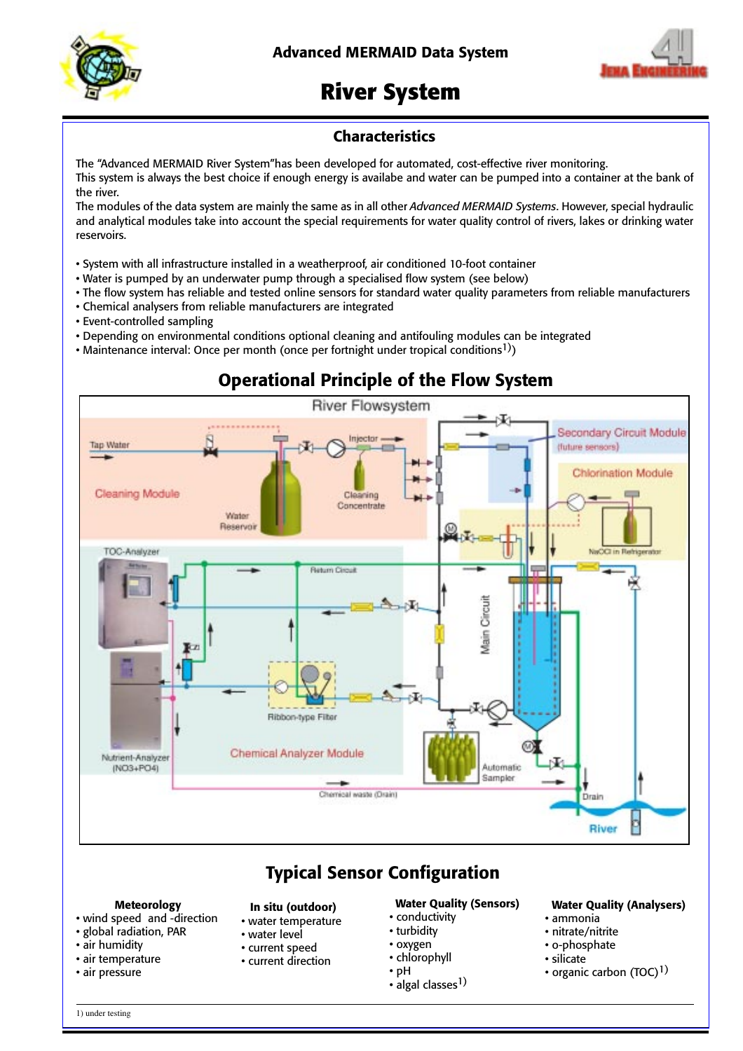# Advanced MERMAID Data System

# River System

## Characteristics

The "Advanced MERMAID River System"has been developed for automated, cost-effective river monitoring.
This system is always the best choice if enough energy is availabe and water can be pumped into a container at the bank of the river.
The modules of the data system are mainly the same as in all other *Advanced MERMAID Systems*. However, special hydraulic and analytical modules take into account the special requirements for water quality control of rivers, lakes or drinking water reservoirs.

- System with all infrastructure installed in a weatherproof, air conditioned 10-foot container
- Water is pumped by an underwater pump through a specialised flow system (see below)
- The flow system has reliable and tested online sensors for standard water quality parameters from reliable manufacturers
- Chemical analysers from reliable manufacturers are integrated
- Event-controlled sampling
- Depending on environmental conditions optional cleaning and antifouling modules can be integrated
- Maintenance interval: Once per month (once per fortnight under tropical conditions[1]))

## Operational Principle of the Flow System

River Flowsystem

Tap Water, Injector, Cleaning Module, Water Reservoir, Cleaning Concentrate, Secondary Circuit Module (future sensors), Chlorination Module, NaOCl in Refrigerator, TOC-Analyzer, Return Circuit, Main Circuit, Ribbon-type Filter, Nutrient-Analyzer (NO3+PO4), Chemical Analyzer Module, Automatic Sampler, Chemical waste (Drain), Drain, River

## Typical Sensor Configuration

**Meteorology**
- wind speed and -direction
- global radiation, PAR
- air humidity
- air temperature
- air pressure

**In situ (outdoor)**
- water temperature
- water level
- current speed
- current direction

**Water Quality (Sensors)**
- conductivity
- turbidity
- oxygen
- chlorophyll
- pH
- algal classes[1])

**Water Quality (Analysers)**
- ammonia
- nitrate/nitrite
- o-phosphate
- silicate
- organic carbon (TOC)[1])

1) under testing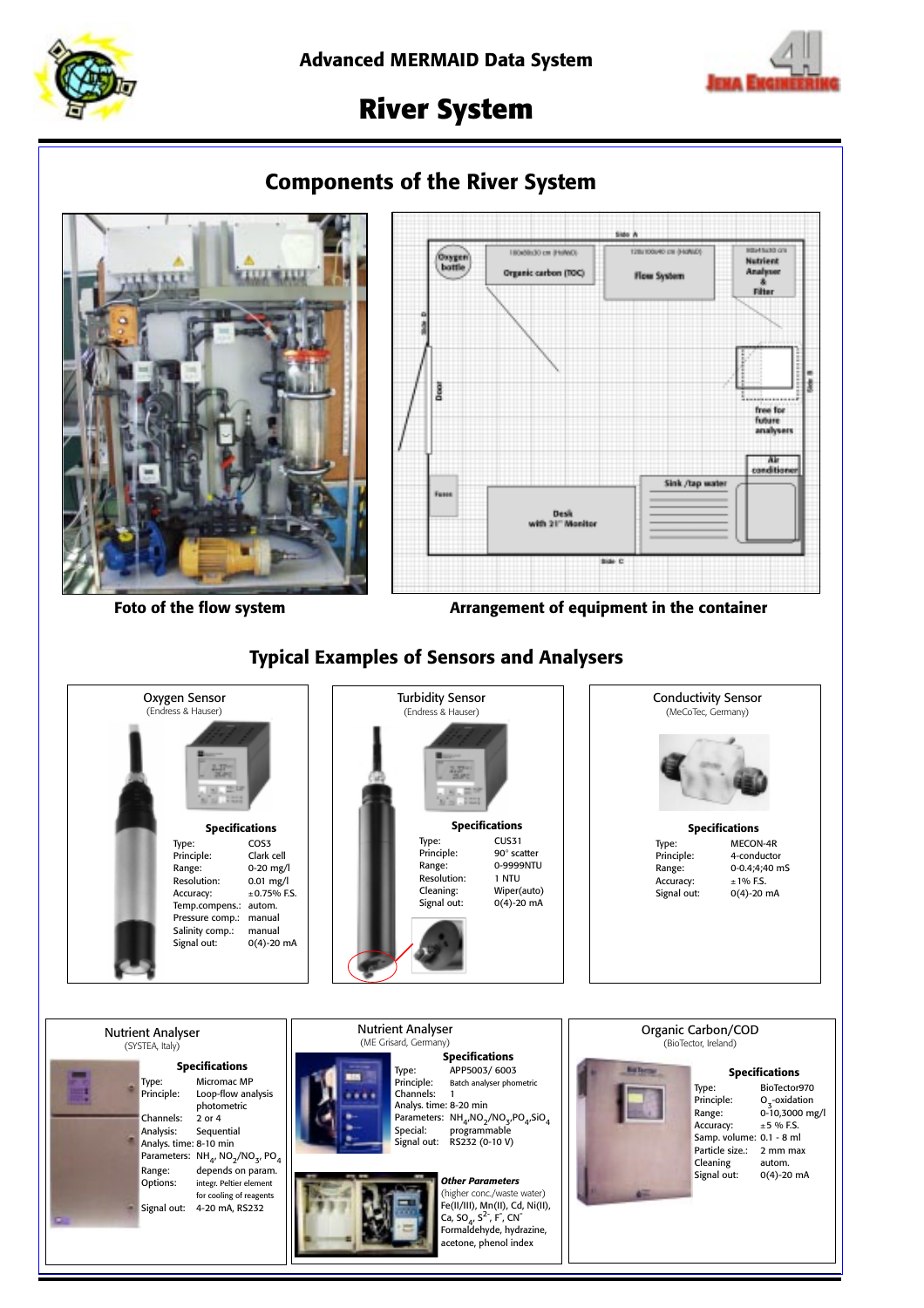Advanced MERMAID Data System

# River System

## Components of the River System

Foto of the flow system

Arrangement of equipment in the container

## Typical Examples of Sensors and Analysers

### Oxygen Sensor
(Endress & Hauser)

**Specifications**

| | |
|---|---|
| Type: | COS3 |
| Principle: | Clark cell |
| Range: | 0-20 mg/l |
| Resolution: | 0.01 mg/l |
| Accuracy: | ±0.75% F.S. |
| Temp.compens.: | autom. |
| Pressure comp.: | manual |
| Salinity comp.: | manual |
| Signal out: | 0(4)-20 mA |

### Turbidity Sensor
(Endress & Hauser)

**Specifications**

| | |
|---|---|
| Type: | CUS31 |
| Principle: | 90° scatter |
| Range: | 0-9999NTU |
| Resolution: | 1 NTU |
| Cleaning: | Wiper(auto) |
| Signal out: | 0(4)-20 mA |

### Conductivity Sensor
(MeCoTec, Germany)

**Specifications**

| | |
|---|---|
| Type: | MECON-4R |
| Principle: | 4-conductor |
| Range: | 0-0.4;4;40 mS |
| Accuracy: | ±1% F.S. |
| Signal out: | 0(4)-20 mA |

### Nutrient Analyser
(SYSTEA, Italy)

**Specifications**

| | |
|---|---|
| Type: | Micromac MP |
| Principle: | Loop-flow analysis photometric |
| Channels: | 2 or 4 |
| Analysis: | Sequential |
| Analys. time: | 8-10 min |
| Parameters: | $NH_4$, $NO_2/NO_3$, $PO_4$ |
| Range: | depends on param. |
| Options: | integr. Peltier element for cooling of reagents |
| Signal out: | 4-20 mA, RS232 |

### Nutrient Analyser
(ME Grisard, Germany)

**Specifications**

| | |
|---|---|
| Type: | APP5003/ 6003 |
| Principle: | Batch analyser phometric |
| Channels: | 1 |
| Analys. time: | 8-20 min |
| Parameters: | $NH_4$, $NO_2/NO_3$, $PO_4$, $SiO_4$ |
| Special: | programmable |
| Signal out: | RS232 (0-10 V) |

***Other Parameters***

(higher conc./waste water)
Fe(II/III), Mn(II), Cd, Ni(II), Ca, $SO_4$, $S^{2-}$, $F^-$, $CN^-$
Formaldehyde, hydrazine, acetone, phenol index

### Organic Carbon/COD
(BioTector, Ireland)

**Specifications**

| | |
|---|---|
| Type: | BioTector970 |
| Principle: | $O_3$-oxidation |
| Range: | 0-10,3000 mg/l |
| Accuracy: | ±5 % F.S. |
| Samp. volume: | 0.1 - 8 ml |
| Particle size.: | 2 mm max |
| Cleaning | autom. |
| Signal out: | 0(4)-20 mA |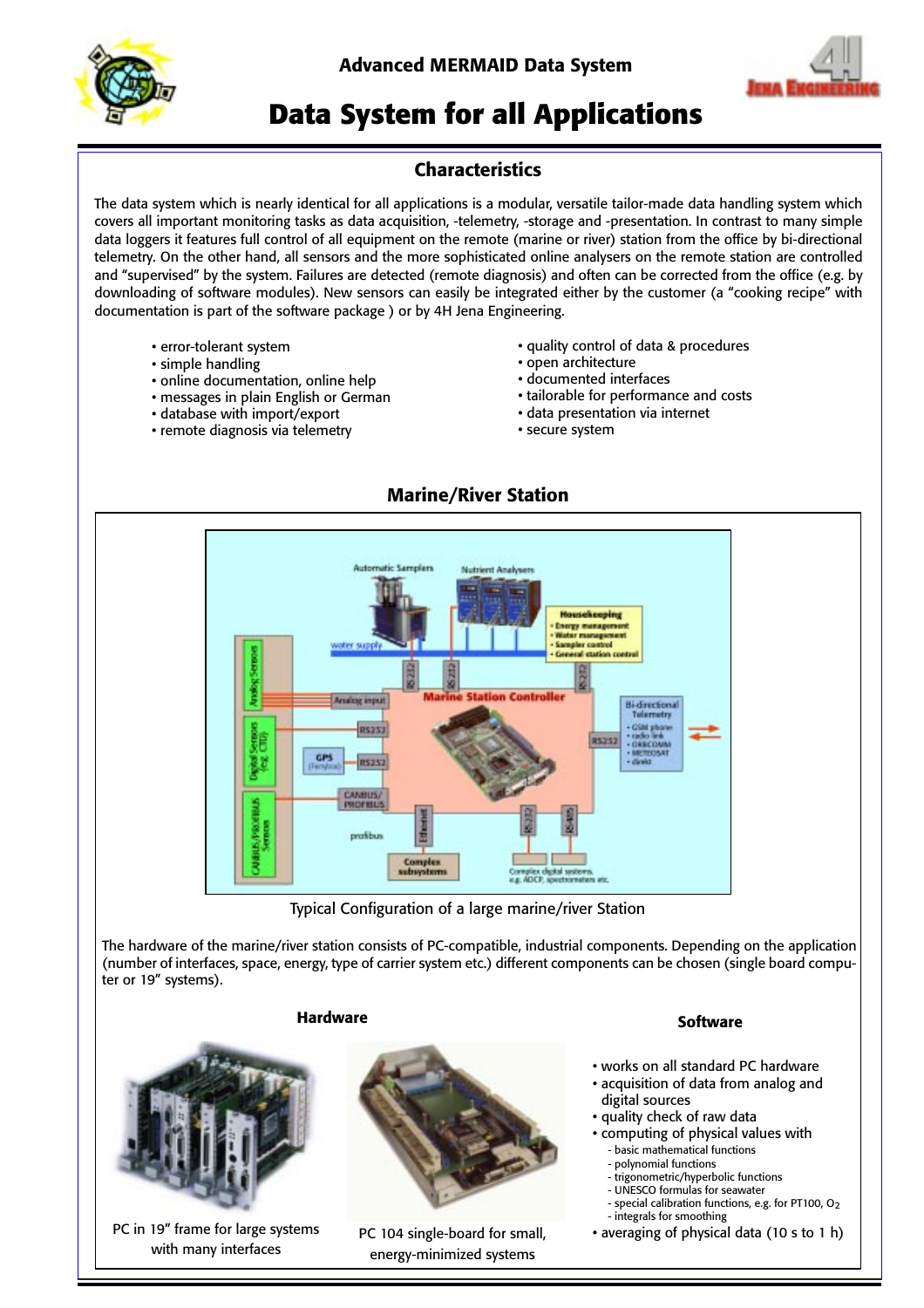Advanced MERMAID Data System

# Data System for all Applications

## Characteristics

The data system which is nearly identical for all applications is a modular, versatile tailor-made data handling system which covers all important monitoring tasks as data acquisition, -telemetry, -storage and -presentation. In contrast to many simple data loggers it features full control of all equipment on the remote (marine or river) station from the office by bi-directional telemetry. On the other hand, all sensors and the more sophisticated online analysers on the remote station are controlled and "supervised" by the system. Failures are detected (remote diagnosis) and often can be corrected from the office (e.g. by downloading of software modules). New sensors can easily be integrated either by the customer (a "cooking recipe" with documentation is part of the software package ) or by 4H Jena Engineering.

- error-tolerant system
- simple handling
- online documentation, online help
- messages in plain English or German
- database with import/export
- remote diagnosis via telemetry
- quality control of data & procedures
- open architecture
- documented interfaces
- tailorable for performance and costs
- data presentation via internet
- secure system

## Marine/River Station

Typical Configuration of a large marine/river Station

The hardware of the marine/river station consists of PC-compatible, industrial components. Depending on the application (number of interfaces, space, energy, type of carrier system etc.) different components can be chosen (single board computer or 19" systems).

### Hardware

PC in 19" frame for large systems with many interfaces

PC 104 single-board for small, energy-minimized systems

### Software

- works on all standard PC hardware
- acquisition of data from analog and digital sources
- quality check of raw data
- computing of physical values with
  - basic mathematical functions
  - polynomial functions
  - trigonometric/hyperbolic functions
  - UNESCO formulas for seawater
  - special calibration functions, e.g. for PT100, $O_2$
  - integrals for smoothing
- averaging of physical data (10 s to 1 h)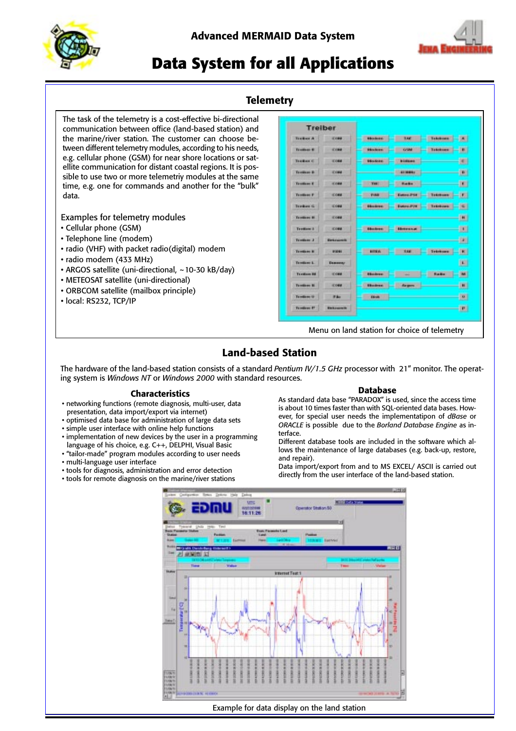Advanced MERMAID Data System

# Data System for all Applications

## Telemetry

The task of the telemetry is a cost-effective bi-directional communication between office (land-based station) and the marine/river station. The customer can choose between different telemetry modules, according to his needs, e.g. cellular phone (GSM) for near shore locations or satellite communication for distant coastal regions. It is possible to use two or more telemetriy modules at the same time, e.g. one for commands and another for the "bulk" data.

Examples for telemetry modules

- Cellular phone (GSM)
- Telephone line (modem)
- radio (VHF) with packet radio(digital) modem
- radio modem (433 MHz)
- ARGOS satellite (uni-directional, ~10-30 kB/day)
- METEOSAT satellite (uni-directional)
- ORBCOM satellite (mailbox principle)
- local: RS232, TCP/IP

Menu on land station for choice of telemetry

## Land-based Station

The hardware of the land-based station consists of a standard *Pentium IV/1.5 GHz* processor with 21" monitor. The operating system is *Windows NT* or *Windows 2000* with standard resources.

### Characteristics

- networking functions (remote diagnosis, multi-user, data presentation, data import/export via internet)
- optimised data base for administration of large data sets
- simple user interface with online help functions
- implementation of new devices by the user in a programming language of his choice, e.g. C++, DELPHI, Visual Basic
- "tailor-made" program modules according to user needs
- multi-language user interface
- tools for diagnosis, administration and error detection
- tools for remote diagnosis on the marine/river stations

### Database

As standard data base "PARADOX" is used, since the access time is about 10 times faster than with SQL-oriented data bases. However, for special user needs the implementatipon of *dBase* or *ORACLE* is possible due to the *Borland Database Engine* as interface.

Different database tools are included in the software which allows the maintenance of large databases (e.g. back-up, restore, and repair).

Data import/export from and to MS EXCEL/ ASCII is carried out directly from the user interface of the land-based station.

Example for data display on the land station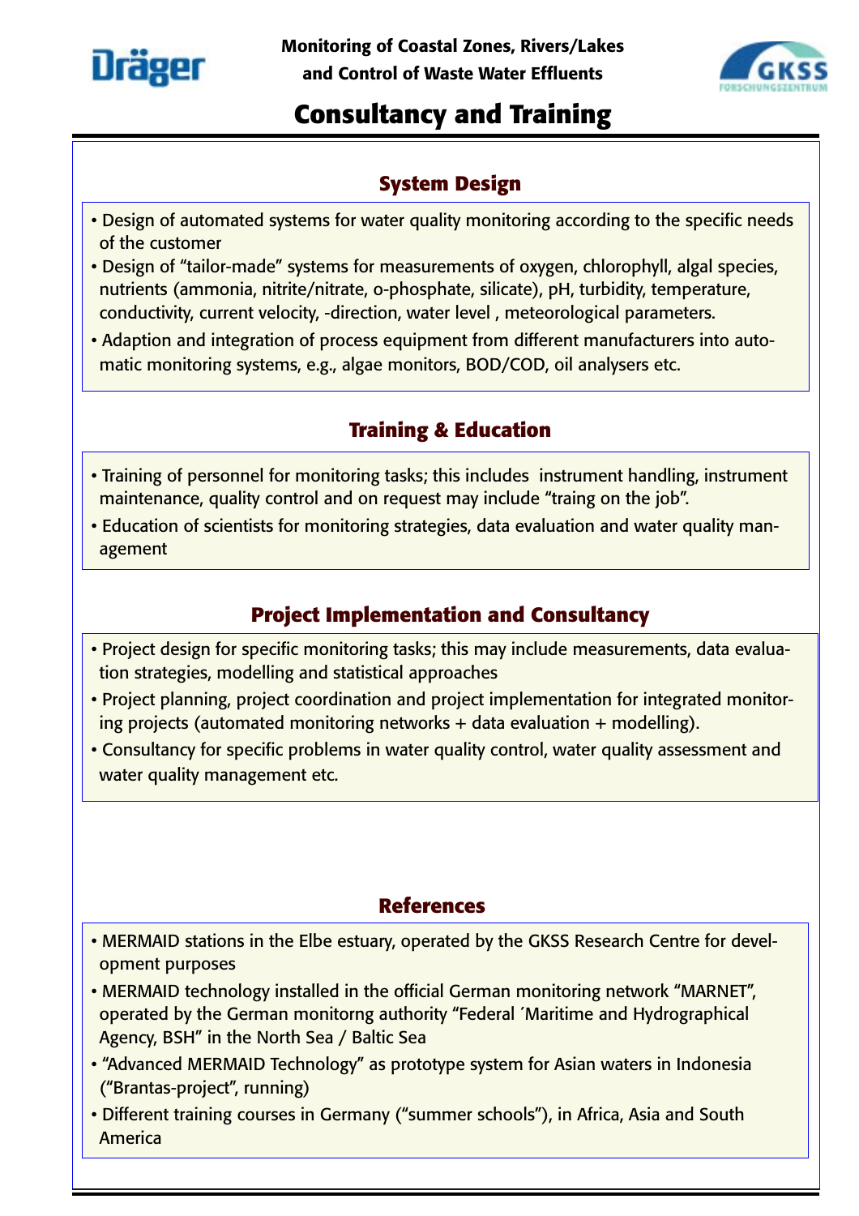**Monitoring of Coastal Zones, Rivers/Lakes and Control of Waste Water Effluents**

# Consultancy and Training

## System Design

- Design of automated systems for water quality monitoring according to the specific needs of the customer
- Design of “tailor-made” systems for measurements of oxygen, chlorophyll, algal species, nutrients (ammonia, nitrite/nitrate, o-phosphate, silicate), pH, turbidity, temperature, conductivity, current velocity, -direction, water level , meteorological parameters.
- Adaption and integration of process equipment from different manufacturers into automatic monitoring systems, e.g., algae monitors, BOD/COD, oil analysers etc.

## Training & Education

- Training of personnel for monitoring tasks; this includes instrument handling, instrument maintenance, quality control and on request may include “traing on the job”.
- Education of scientists for monitoring strategies, data evaluation and water quality management

## Project Implementation and Consultancy

- Project design for specific monitoring tasks; this may include measurements, data evaluation strategies, modelling and statistical approaches
- Project planning, project coordination and project implementation for integrated monitoring projects (automated monitoring networks + data evaluation + modelling).
- Consultancy for specific problems in water quality control, water quality assessment and water quality management etc.

## References

- MERMAID stations in the Elbe estuary, operated by the GKSS Research Centre for development purposes
- MERMAID technology installed in the official German monitoring network “MARNET”, operated by the German monitorng authority “Federal ´Maritime and Hydrographical Agency, BSH” in the North Sea / Baltic Sea
- “Advanced MERMAID Technology” as prototype system for Asian waters in Indonesia (“Brantas-project”, running)
- Different training courses in Germany (“summer schools”), in Africa, Asia and South America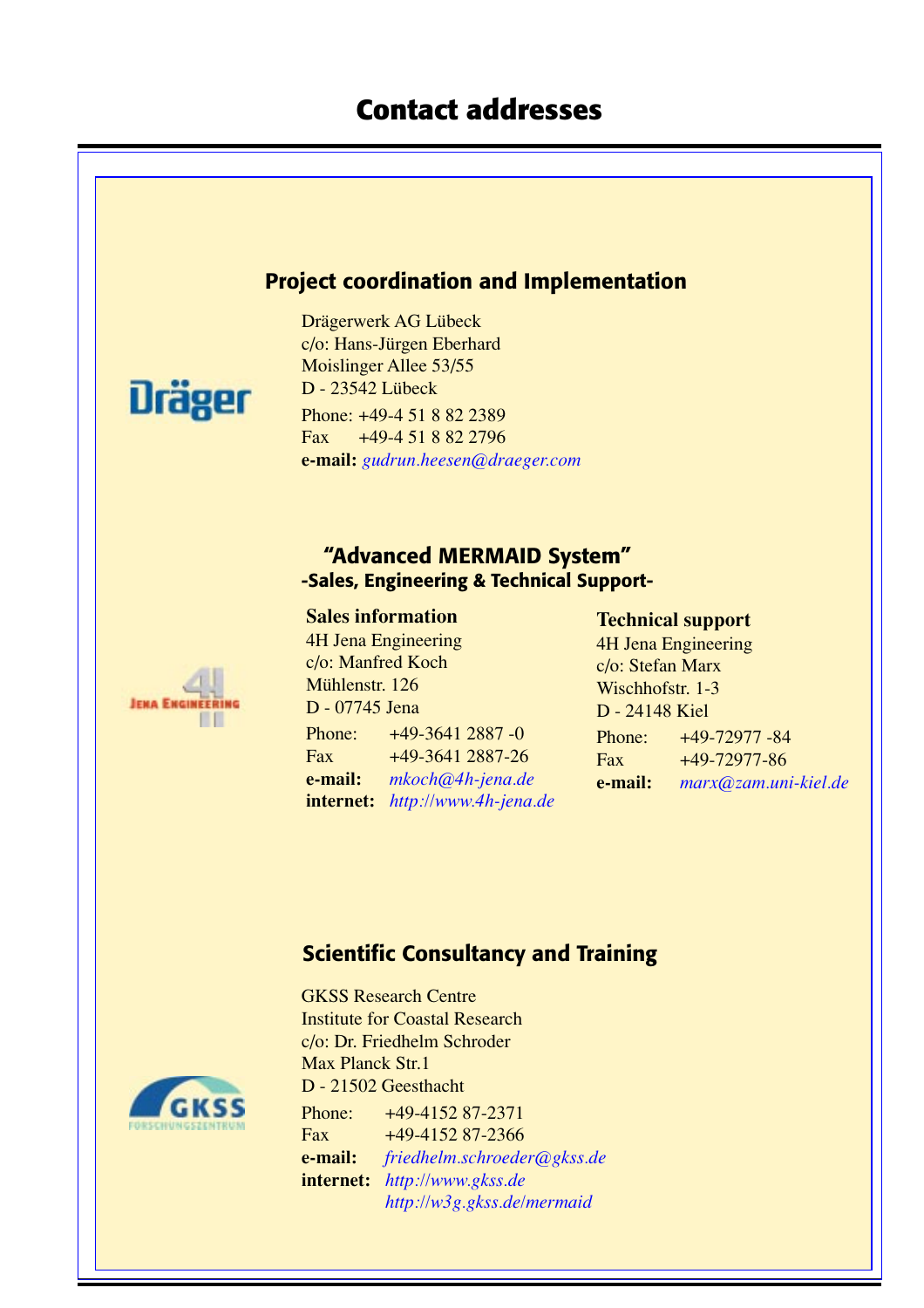# Contact addresses

## Project coordination and Implementation

Drägerwerk AG Lübeck
c/o: Hans-Jürgen Eberhard
Moislinger Allee 53/55
D - 23542 Lübeck

Phone: +49-4 51 8 82 2389
Fax +49-4 51 8 82 2796
**e-mail:** *gudrun.heesen@draeger.com*

## "Advanced MERMAID System"

### -Sales, Engineering & Technical Support-

**Sales information**

4H Jena Engineering
c/o: Manfred Koch
Mühlenstr. 126
D - 07745 Jena

Phone: +49-3641 2887 -0
Fax +49-3641 2887-26
**e-mail:** *mkoch@4h-jena.de*
**internet:** *http://www.4h-jena.de*

**Technical support**

4H Jena Engineering
c/o: Stefan Marx
Wischhofstr. 1-3
D - 24148 Kiel

Phone: +49-72977 -84
Fax +49-72977-86
**e-mail:** *marx@zam.uni-kiel.de*

## Scientific Consultancy and Training

GKSS Research Centre
Institute for Coastal Research
c/o: Dr. Friedhelm Schroder
Max Planck Str.1
D - 21502 Geesthacht

Phone: +49-4152 87-2371
Fax +49-4152 87-2366
**e-mail:** *friedhelm.schroeder@gkss.de*
**internet:** *http://www.gkss.de*
*http://w3g.gkss.de/mermaid*